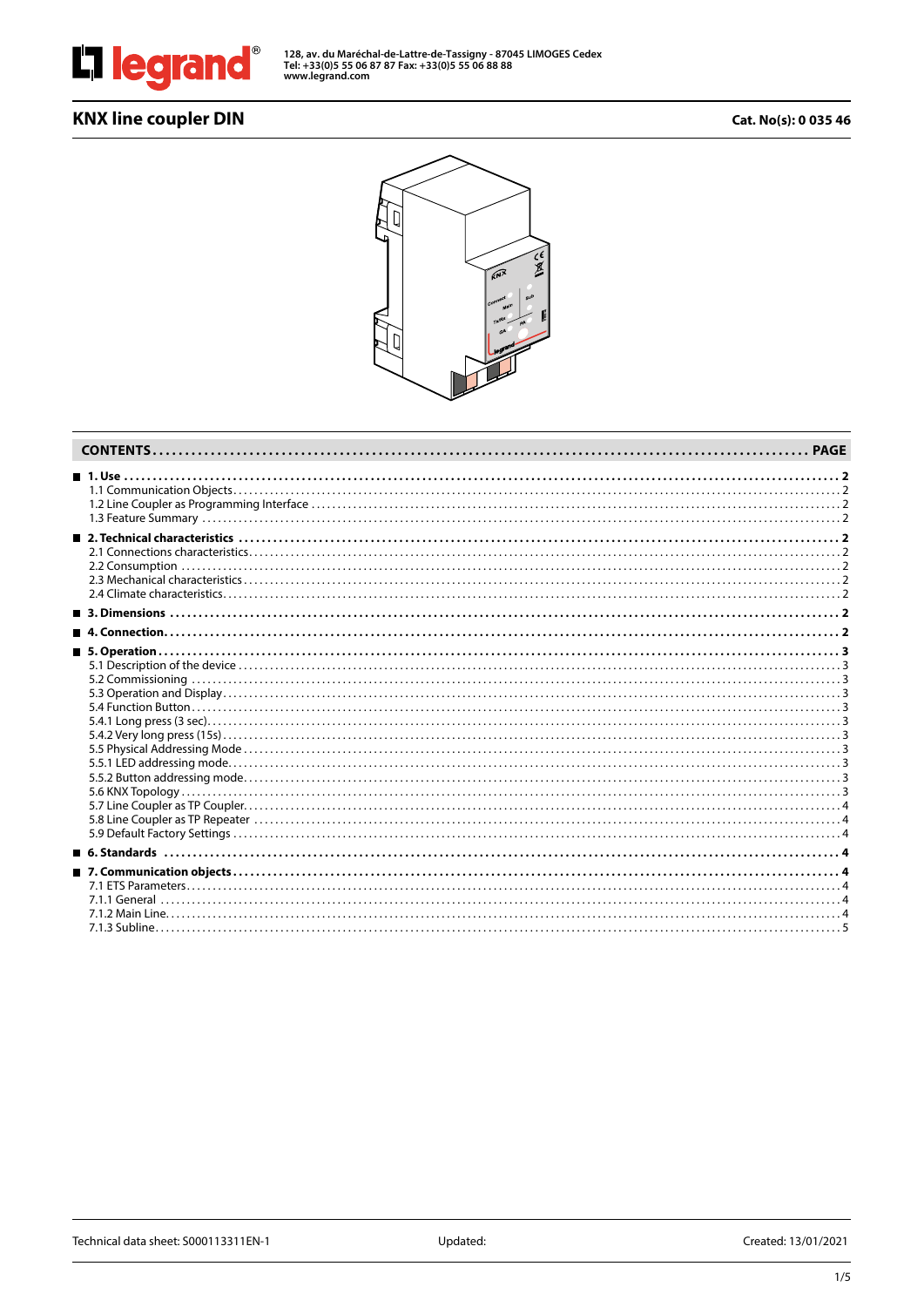128, av. du Maréchal-de-Lattre-de-Tassigny - 87045 LIMOGES Cedex
Tel: +33(0)5 55 06 87 87 Fax: +33(0)5 55 06 88 88
www.legrand.com

# KNX line coupler DIN

**Cat. No(s): 0 035 46**

| CONTENTS | PAGE |
|---|---|
| **1. Use** | **2** |
| 1.1 Communication Objects | 2 |
| 1.2 Line Coupler as Programming Interface | 2 |
| 1.3 Feature Summary | 2 |
| **2. Technical characteristics** | **2** |
| 2.1 Connections characteristics | 2 |
| 2.2 Consumption | 2 |
| 2.3 Mechanical characteristics | 2 |
| 2.4 Climate characteristics | 2 |
| **3. Dimensions** | **2** |
| **4. Connection** | **2** |
| **5. Operation** | **3** |
| 5.1 Description of the device | 3 |
| 5.2 Commissioning | 3 |
| 5.3 Operation and Display | 3 |
| 5.4 Function Button | 3 |
| 5.4.1 Long press (3 sec) | 3 |
| 5.4.2 Very long press (15s) | 3 |
| 5.5 Physical Addressing Mode | 3 |
| 5.5.1 LED addressing mode | 3 |
| 5.5.2 Button addressing mode | 3 |
| 5.6 KNX Topology | 3 |
| 5.7 Line Coupler as TP Coupler | 4 |
| 5.8 Line Coupler as TP Repeater | 4 |
| 5.9 Default Factory Settings | 4 |
| **6. Standards** | **4** |
| **7. Communication objects** | **4** |
| 7.1 ETS Parameters | 4 |
| 7.1.1 General | 4 |
| 7.1.2 Main Line | 4 |
| 7.1.3 Subline | 5 |

Technical data sheet: S000113311EN-1 | Updated: | Created: 13/01/2021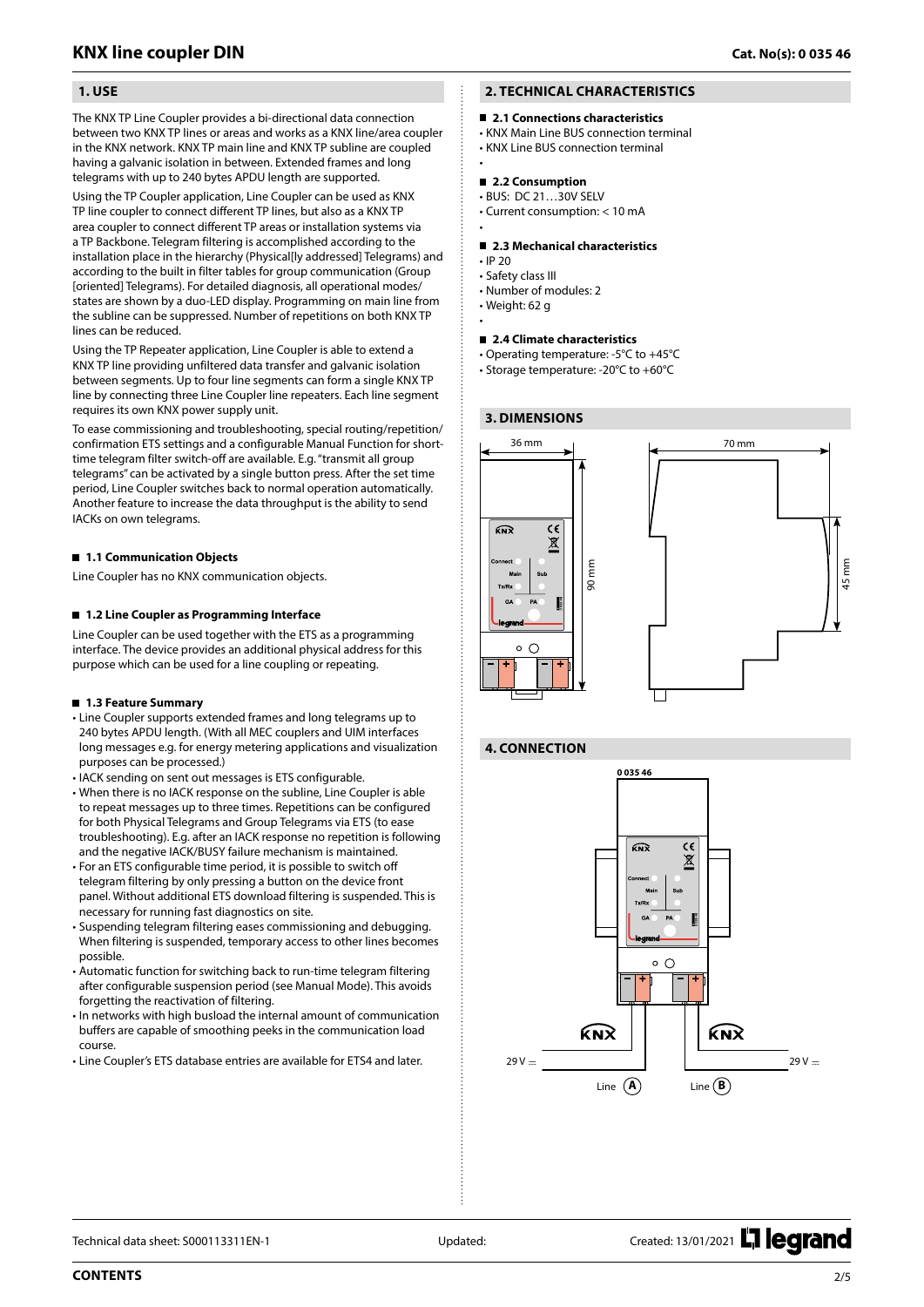# KNX line coupler DIN

Cat. No(s): 0 035 46

## 1. USE

The KNX TP Line Coupler provides a bi-directional data connection between two KNX TP lines or areas and works as a KNX line/area coupler in the KNX network. KNX TP main line and KNX TP subline are coupled having a galvanic isolation in between. Extended frames and long telegrams with up to 240 bytes APDU length are supported.

Using the TP Coupler application, Line Coupler can be used as KNX TP line coupler to connect different TP lines, but also as a KNX TP area coupler to connect different TP areas or installation systems via a TP Backbone. Telegram filtering is accomplished according to the installation place in the hierarchy (Physical[ly addressed] Telegrams) and according to the built in filter tables for group communication (Group [oriented] Telegrams). For detailed diagnosis, all operational modes/states are shown by a duo-LED display. Programming on main line from the subline can be suppressed. Number of repetitions on both KNX TP lines can be reduced.

Using the TP Repeater application, Line Coupler is able to extend a KNX TP line providing unfiltered data transfer and galvanic isolation between segments. Up to four line segments can form a single KNX TP line by connecting three Line Coupler line repeaters. Each line segment requires its own KNX power supply unit.

To ease commissioning and troubleshooting, special routing/repetition/confirmation ETS settings and a configurable Manual Function for short-time telegram filter switch-off are available. E.g. "transmit all group telegrams" can be activated by a single button press. After the set time period, Line Coupler switches back to normal operation automatically. Another feature to increase the data throughput is the ability to send IACKs on own telegrams.

### 1.1 Communication Objects

Line Coupler has no KNX communication objects.

### 1.2 Line Coupler as Programming Interface

Line Coupler can be used together with the ETS as a programming interface. The device provides an additional physical address for this purpose which can be used for a line coupling or repeating.

### 1.3 Feature Summary

- Line Coupler supports extended frames and long telegrams up to 240 bytes APDU length. (With all MEC couplers and UIM interfaces long messages e.g. for energy metering applications and visualization purposes can be processed.)
- IACK sending on sent out messages is ETS configurable.
- When there is no IACK response on the subline, Line Coupler is able to repeat messages up to three times. Repetitions can be configured for both Physical Telegrams and Group Telegrams via ETS (to ease troubleshooting). E.g. after an IACK response no repetition is following and the negative IACK/BUSY failure mechanism is maintained.
- For an ETS configurable time period, it is possible to switch off telegram filtering by only pressing a button on the device front panel. Without additional ETS download filtering is suspended. This is necessary for running fast diagnostics on site.
- Suspending telegram filtering eases commissioning and debugging. When filtering is suspended, temporary access to other lines becomes possible.
- Automatic function for switching back to run-time telegram filtering after configurable suspension period (see Manual Mode). This avoids forgetting the reactivation of filtering.
- In networks with high busload the internal amount of communication buffers are capable of smoothing peaks in the communication load course.
- Line Coupler's ETS database entries are available for ETS4 and later.

## 2. TECHNICAL CHARACTERISTICS

### 2.1 Connections characteristics

- KNX Main Line BUS connection terminal
- KNX Line BUS connection terminal

### 2.2 Consumption

- BUS: DC 21…30V SELV
- Current consumption: < 10 mA

### 2.3 Mechanical characteristics

- IP 20
- Safety class III
- Number of modules: 2
- Weight: 62 g

### 2.4 Climate characteristics

- Operating temperature: -5°C to +45°C
- Storage temperature: -20°C to +60°C

## 3. DIMENSIONS

36 mm

90 mm

70 mm

45 mm

## 4. CONNECTION

0 035 46

29 V ⎓ Line (A)

29 V ⎓ Line (B)

Technical data sheet: S000113311EN-1 Updated: Created: 13/01/2021

CONTENTS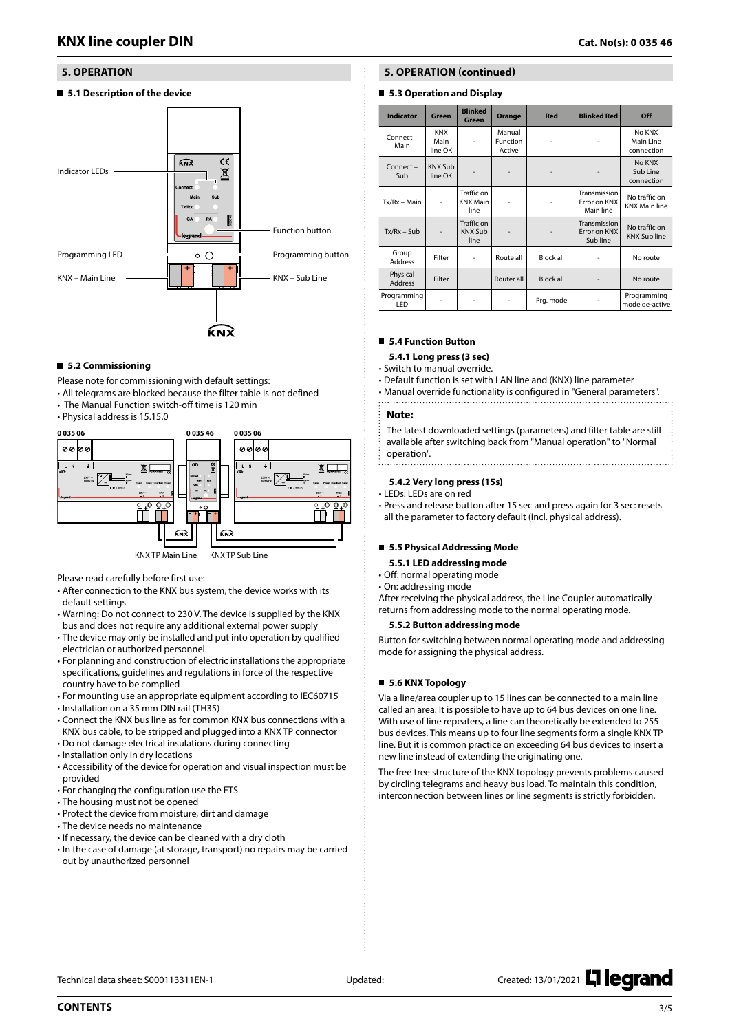# 5. OPERATION

## 5.1 Description of the device

Indicator LEDs

Function button

Programming LED

Programming button

KNX – Main Line

KNX – Sub Line

## 5.2 Commissioning

Please note for commissioning with default settings:

- All telegrams are blocked because the filter table is not defined
- The Manual Function switch-off time is 120 min
- Physical address is 15.15.0

0 035 06 | 0 035 46 | 0 035 06

KNX TP Main Line | KNX TP Sub Line

Please read carefully before first use:

- After connection to the KNX bus system, the device works with its default settings
- Warning: Do not connect to 230 V. The device is supplied by the KNX bus and does not require any additional external power supply
- The device may only be installed and put into operation by qualified electrician or authorized personnel
- For planning and construction of electric installations the appropriate specifications, guidelines and regulations in force of the respective country have to be complied
- For mounting use an appropriate equipment according to IEC60715
- Installation on a 35 mm DIN rail (TH35)
- Connect the KNX bus line as for common KNX bus connections with a KNX bus cable, to be stripped and plugged into a KNX TP connector
- Do not damage electrical insulations during connecting
- Installation only in dry locations
- Accessibility of the device for operation and visual inspection must be provided
- For changing the configuration use the ETS
- The housing must not be opened
- Protect the device from moisture, dirt and damage
- The device needs no maintenance
- If necessary, the device can be cleaned with a dry cloth
- In the case of damage (at storage, transport) no repairs may be carried out by unauthorized personnel

# 5. OPERATION (continued)

## 5.3 Operation and Display

| Indicator | Green | Blinked Green | Orange | Red | Blinked Red | Off |
|---|---|---|---|---|---|---|
| Connect – Main | KNX Main line OK | - | Manual Function Active | - | - | No KNX Main Line connection |
| Connect – Sub | KNX Sub line OK | - | - | - | - | No KNX Sub Line connection |
| Tx/Rx – Main | - | Traffic on KNX Main line | - | - | Transmission Error on KNX Main line | No traffic on KNX Main line |
| Tx/Rx – Sub | - | Traffic on KNX Sub line | - | - | Transmission Error on KNX Sub line | No traffic on KNX Sub line |
| Group Address | Filter | - | Route all | Block all | - | No route |
| Physical Address | Filter | | Router all | Block all | - | No route |
| Programming LED | - | - | - | Prg. mode | - | Programming mode de-active |

## 5.4 Function Button

### 5.4.1 Long press (3 sec)

- Switch to manual override.
- Default function is set with LAN line and (KNX) line parameter
- Manual override functionality is configured in "General parameters".

**Note:**

The latest downloaded settings (parameters) and filter table are still available after switching back from "Manual operation" to "Normal operation".

### 5.4.2 Very long press (15s)

- LEDs: LEDs are on red
- Press and release button after 15 sec and press again for 3 sec: resets all the parameter to factory default (incl. physical address).

## 5.5 Physical Addressing Mode

### 5.5.1 LED addressing mode

- Off: normal operating mode
- On: addressing mode

After receiving the physical address, the Line Coupler automatically returns from addressing mode to the normal operating mode.

### 5.5.2 Button addressing mode

Button for switching between normal operating mode and addressing mode for assigning the physical address.

## 5.6 KNX Topology

Via a line/area coupler up to 15 lines can be connected to a main line called an area. It is possible to have up to 64 bus devices on one line. With use of line repeaters, a line can theoretically be extended to 255 bus devices. This means up to four line segments form a single KNX TP line. But it is common practice on exceeding 64 bus devices to insert a new line instead of extending the originating one.

The free tree structure of the KNX topology prevents problems caused by circling telegrams and heavy bus load. To maintain this condition, interconnection between lines or line segments is strictly forbidden.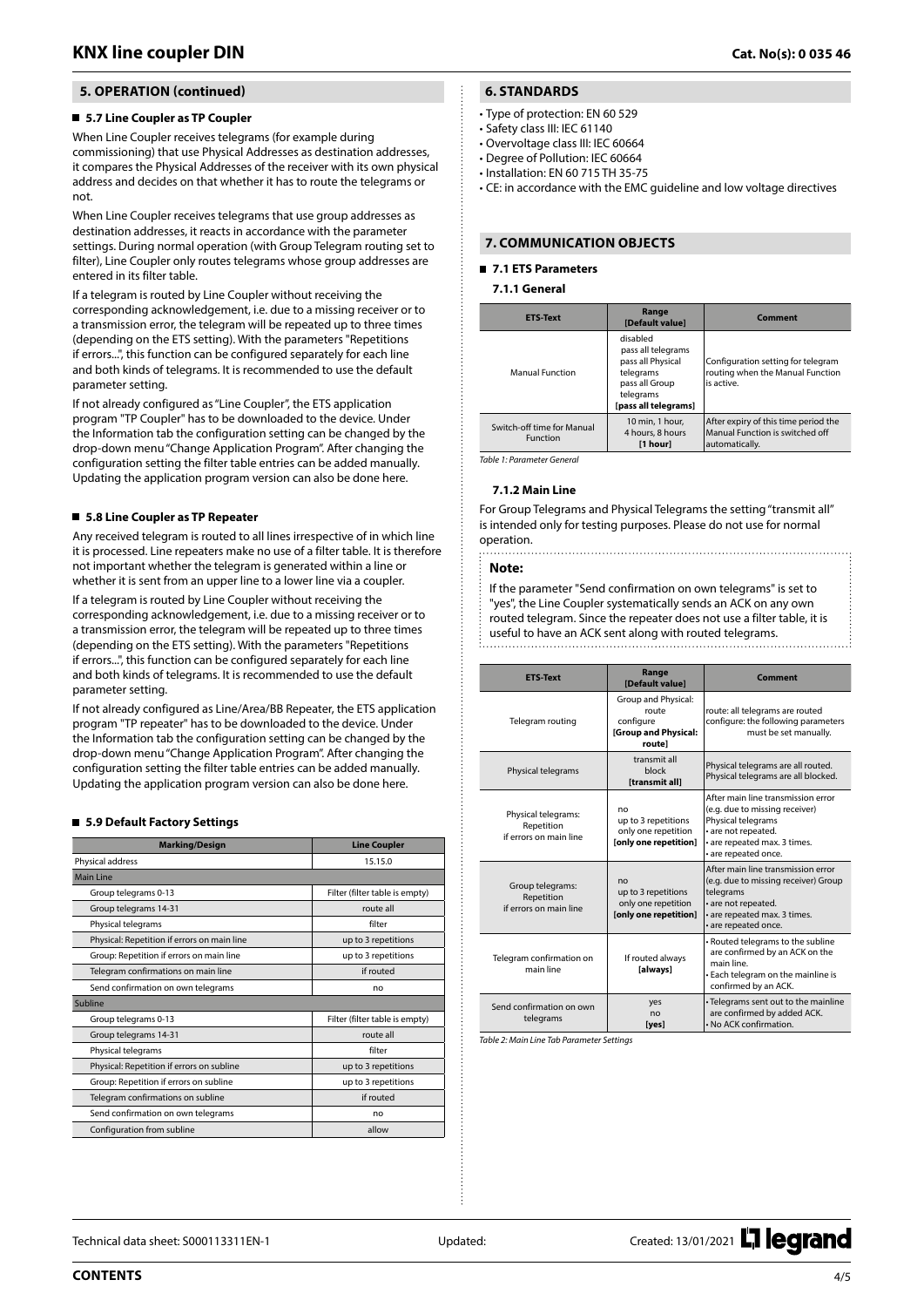## 5. OPERATION (continued)

### 5.7 Line Coupler as TP Coupler

When Line Coupler receives telegrams (for example during commissioning) that use Physical Addresses as destination addresses, it compares the Physical Addresses of the receiver with its own physical address and decides on that whether it has to route the telegrams or not.

When Line Coupler receives telegrams that use group addresses as destination addresses, it reacts in accordance with the parameter settings. During normal operation (with Group Telegram routing set to filter), Line Coupler only routes telegrams whose group addresses are entered in its filter table.

If a telegram is routed by Line Coupler without receiving the corresponding acknowledgement, i.e. due to a missing receiver or to a transmission error, the telegram will be repeated up to three times (depending on the ETS setting). With the parameters "Repetitions if errors...", this function can be configured separately for each line and both kinds of telegrams. It is recommended to use the default parameter setting.

If not already configured as "Line Coupler", the ETS application program "TP Coupler" has to be downloaded to the device. Under the Information tab the configuration setting can be changed by the drop-down menu "Change Application Program". After changing the configuration setting the filter table entries can be added manually. Updating the application program version can also be done here.

### 5.8 Line Coupler as TP Repeater

Any received telegram is routed to all lines irrespective of in which line it is processed. Line repeaters make no use of a filter table. It is therefore not important whether the telegram is generated within a line or whether it is sent from an upper line to a lower line via a coupler.

If a telegram is routed by Line Coupler without receiving the corresponding acknowledgement, i.e. due to a missing receiver or to a transmission error, the telegram will be repeated up to three times (depending on the ETS setting). With the parameters "Repetitions if errors...", this function can be configured separately for each line and both kinds of telegrams. It is recommended to use the default parameter setting.

If not already configured as Line/Area/BB Repeater, the ETS application program "TP repeater" has to be downloaded to the device. Under the Information tab the configuration setting can be changed by the drop-down menu "Change Application Program". After changing the configuration setting the filter table entries can be added manually. Updating the application program version can also be done here.

### 5.9 Default Factory Settings

| Marking/Design | Line Coupler |
|---|---|
| Physical address | 15.15.0 |
| Main Line | |
| Group telegrams 0-13 | Filter (filter table is empty) |
| Group telegrams 14-31 | route all |
| Physical telegrams | filter |
| Physical: Repetition if errors on main line | up to 3 repetitions |
| Group: Repetition if errors on main line | up to 3 repetitions |
| Telegram confirmations on main line | if routed |
| Send confirmation on own telegrams | no |
| Subline | |
| Group telegrams 0-13 | Filter (filter table is empty) |
| Group telegrams 14-31 | route all |
| Physical telegrams | filter |
| Physical: Repetition if errors on subline | up to 3 repetitions |
| Group: Repetition if errors on subline | up to 3 repetitions |
| Telegram confirmations on subline | if routed |
| Send confirmation on own telegrams | no |
| Configuration from subline | allow |

## 6. STANDARDS

- Type of protection: EN 60 529
- Safety class III: IEC 61140
- Overvoltage class III: IEC 60664
- Degree of Pollution: IEC 60664
- Installation: EN 60 715 TH 35-75
- CE: in accordance with the EMC guideline and low voltage directives

## 7. COMMUNICATION OBJECTS

### 7.1 ETS Parameters

#### 7.1.1 General

| ETS-Text | Range [Default value] | Comment |
|---|---|---|
| Manual Function | disabled<br>pass all telegrams<br>pass all Physical telegrams<br>pass all Group telegrams<br>**[pass all telegrams]** | Configuration setting for telegram routing when the Manual Function is active. |
| Switch-off time for Manual Function | 10 min, 1 hour, 4 hours, 8 hours<br>**[1 hour]** | After expiry of this time period the Manual Function is switched off automatically. |

*Table 1: Parameter General*

#### 7.1.2 Main Line

For Group Telegrams and Physical Telegrams the setting "transmit all" is intended only for testing purposes. Please do not use for normal operation.

**Note:**

If the parameter "Send confirmation on own telegrams" is set to "yes", the Line Coupler systematically sends an ACK on any own routed telegram. Since the repeater does not use a filter table, it is useful to have an ACK sent along with routed telegrams.

| ETS-Text | Range [Default value] | Comment |
|---|---|---|
| Telegram routing | Group and Physical: route<br>configure<br>**[Group and Physical: route]** | route: all telegrams are routed<br>configure: the following parameters must be set manually. |
| Physical telegrams | transmit all<br>block<br>**[transmit all]** | Physical telegrams are all routed.<br>Physical telegrams are all blocked. |
| Physical telegrams: Repetition if errors on main line | no<br>up to 3 repetitions<br>only one repetition<br>**[only one repetition]** | After main line transmission error (e.g. due to missing receiver) Physical telegrams<br>• are not repeated.<br>• are repeated max. 3 times.<br>• are repeated once. |
| Group telegrams: Repetition if errors on main line | no<br>up to 3 repetitions<br>only one repetition<br>**[only one repetition]** | After main line transmission error (e.g. due to missing receiver) Group telegrams<br>• are not repeated.<br>• are repeated max. 3 times.<br>• are repeated once. |
| Telegram confirmation on main line | If routed always<br>**[always]** | • Routed telegrams to the subline are confirmed by an ACK on the main line.<br>• Each telegram on the mainline is confirmed by an ACK. |
| Send confirmation on own telegrams | yes<br>no<br>**[yes]** | • Telegrams sent out to the mainline are confirmed by added ACK.<br>• No ACK confirmation. |

*Table 2: Main Line Tab Parameter Settings*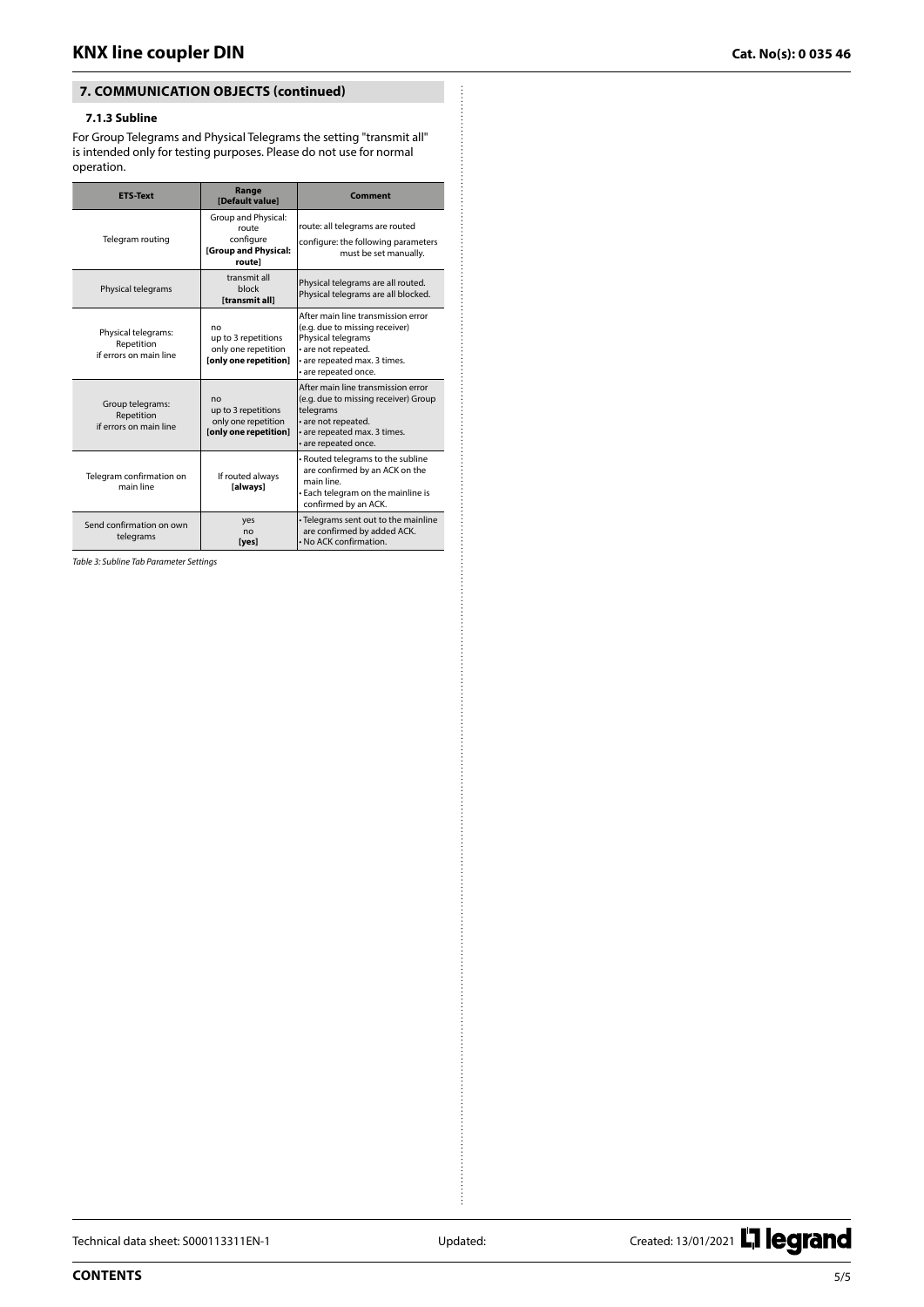## 7. COMMUNICATION OBJECTS (continued)

### 7.1.3 Subline

For Group Telegrams and Physical Telegrams the setting "transmit all" is intended only for testing purposes. Please do not use for normal operation.

| ETS-Text | Range [Default value] | Comment |
|---|---|---|
| Telegram routing | Group and Physical: route<br>configure<br>**[Group and Physical: route]** | route: all telegrams are routed<br>configure: the following parameters must be set manually. |
| Physical telegrams | transmit all<br>block<br>**[transmit all]** | Physical telegrams are all routed.<br>Physical telegrams are all blocked. |
| Physical telegrams: Repetition if errors on main line | no<br>up to 3 repetitions<br>only one repetition<br>**[only one repetition]** | After main line transmission error (e.g. due to missing receiver) Physical telegrams<br>• are not repeated.<br>• are repeated max. 3 times.<br>• are repeated once. |
| Group telegrams: Repetition if errors on main line | no<br>up to 3 repetitions<br>only one repetition<br>**[only one repetition]** | After main line transmission error (e.g. due to missing receiver) Group telegrams<br>• are not repeated.<br>• are repeated max. 3 times.<br>• are repeated once. |
| Telegram confirmation on main line | If routed always<br>**[always]** | • Routed telegrams to the subline are confirmed by an ACK on the main line.<br>• Each telegram on the mainline is confirmed by an ACK. |
| Send confirmation on own telegrams | yes<br>no<br>**[yes]** | • Telegrams sent out to the mainline are confirmed by added ACK.<br>• No ACK confirmation. |

*Table 3: Subline Tab Parameter Settings*